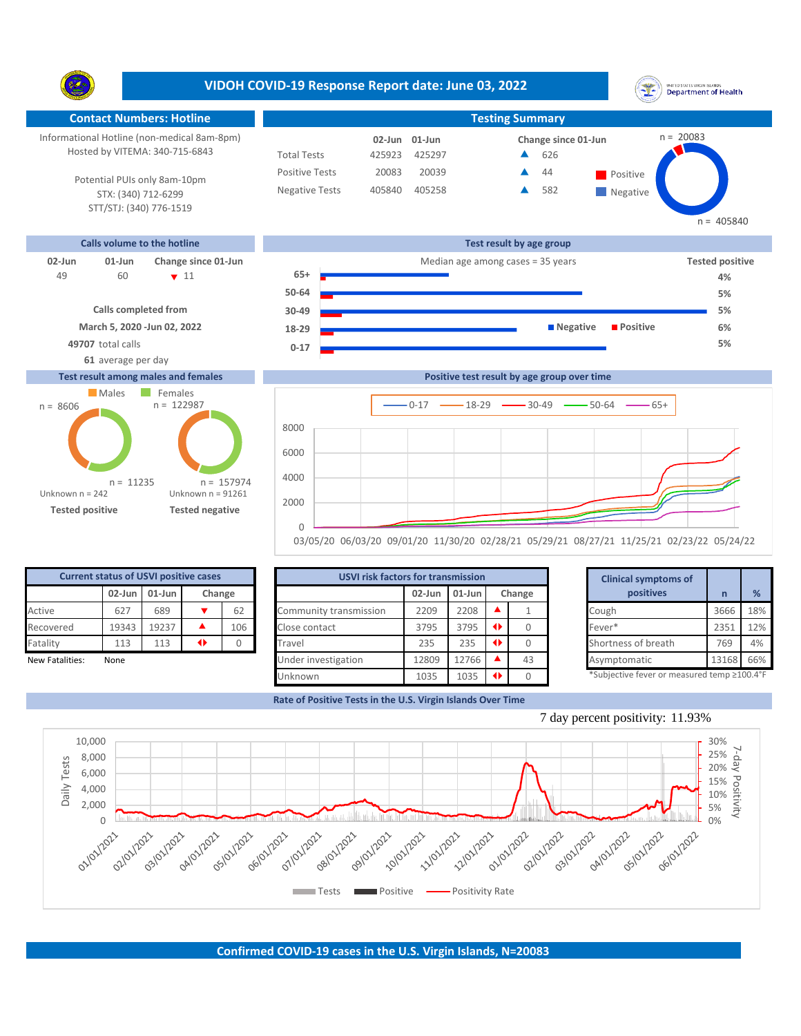# VIDOH COVID-19 Response Report date: June 03, 2022

## Contact Numbers: Hotline

Informational Hotline (non-medical 8am-8pm)
Hosted by VITEMA: 340-715-6843

Potential PUIs only 8am-10pm
STX: (340) 712-6299
STT/STJ: (340) 776-1519

## Testing Summary

| | 02-Jun | 01-Jun | Change since 01-Jun |
|---|---|---|---|
| Total Tests | 425923 | 425297 | ▲ 626 |
| Positive Tests | 20083 | 20039 | ▲ 44 |
| Negative Tests | 405840 | 405258 | ▲ 582 |

Positive n = 20083
Negative n = 405840

## Calls volume to the hotline

| 02-Jun | 01-Jun | Change since 01-Jun |
|---|---|---|
| 49 | 60 | ▼ 11 |

Calls completed from
March 5, 2020 -Jun 02, 2022
**49707** total calls
**61** average per day

## Test result by age group

Median age among cases = 35 years

| Age group | Tested positive |
|---|---|
| 65+ | 4% |
| 50-64 | 5% |
| 30-49 | 5% |
| 18-29 | 6% |
| 0-17 | 5% |

## Test result among males and females

| | Males | Females |
|---|---|---|
| Tested positive | n = 8606 | n = 11235 |
| Tested negative | n = 122987 | n = 157974 |

Tested positive: Unknown n = 242
Tested negative: Unknown n = 91261

## Positive test result by age group over time

## Current status of USVI positive cases

| | 02-Jun | 01-Jun | Change | |
|---|---|---|---|---|
| Active | 627 | 689 | ▼ | 62 |
| Recovered | 19343 | 19237 | ▲ | 106 |
| Fatality | 113 | 113 | ◆ | 0 |

New Fatalities: None

## USVI risk factors for transmission

| | 02-Jun | 01-Jun | Change | |
|---|---|---|---|---|
| Community transmission | 2209 | 2208 | ▲ | 1 |
| Close contact | 3795 | 3795 | ◆ | 0 |
| Travel | 235 | 235 | ◆ | 0 |
| Under investigation | 12809 | 12766 | ▲ | 43 |
| Unknown | 1035 | 1035 | ◆ | 0 |

## Clinical symptoms of positives

| | n | % |
|---|---|---|
| Cough | 3666 | 18% |
| Fever* | 2351 | 12% |
| Shortness of breath | 769 | 4% |
| Asymptomatic | 13168 | 66% |

*Subjective fever or measured temp ≥100.4°F

## Rate of Positive Tests in the U.S. Virgin Islands Over Time

7 day percent positivity: 11.93%

## Confirmed COVID-19 cases in the U.S. Virgin Islands, N=20083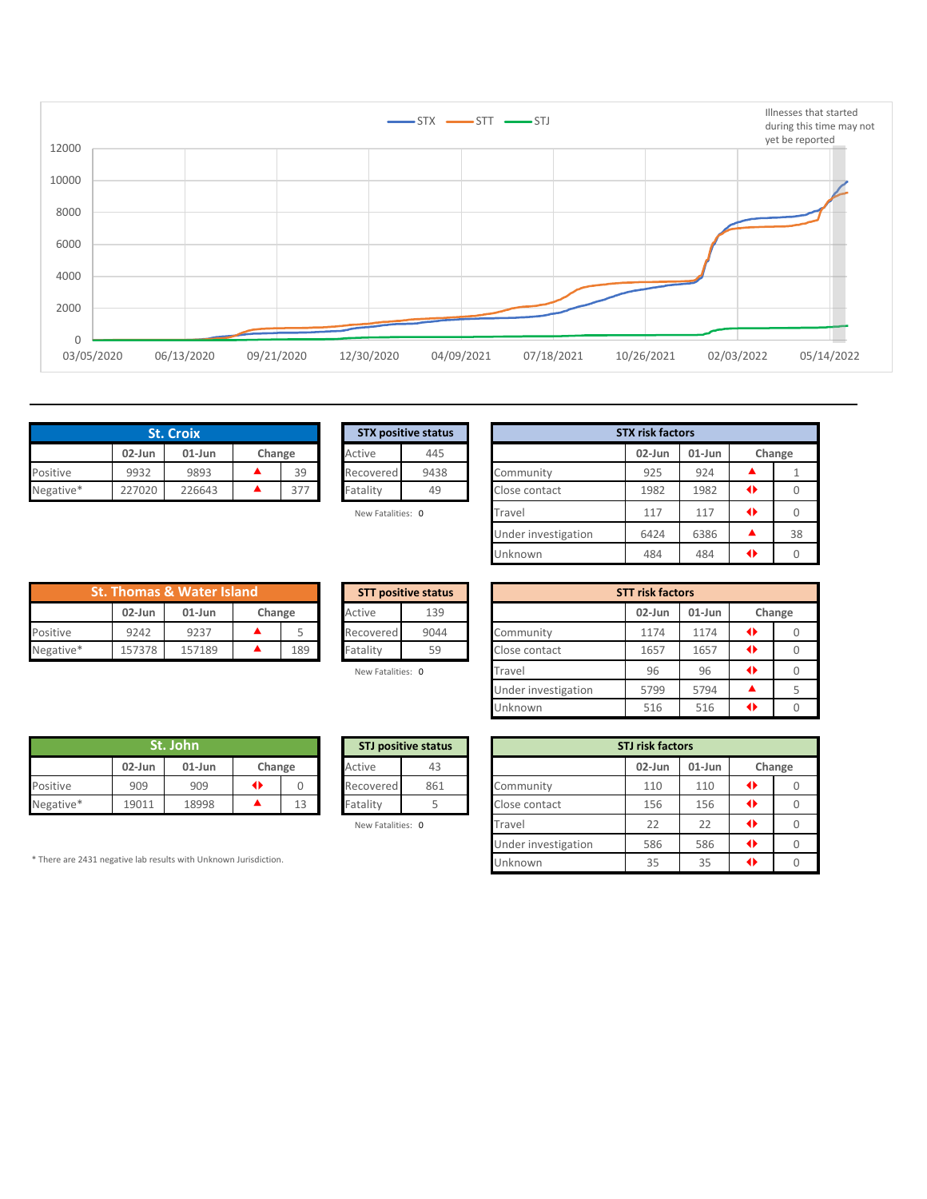STX STT STJ

Illnesses that started during this time may not yet be reported

12000
10000
8000
6000
4000
2000
0

03/05/2020 06/13/2020 09/21/2020 12/30/2020 04/09/2021 07/18/2021 10/26/2021 02/03/2022 05/14/2022

| St. Croix | 02-Jun | 01-Jun | Change | |
|---|---|---|---|---|
| Positive | 9932 | 9893 | ▲ | 39 |
| Negative* | 227020 | 226643 | ▲ | 377 |

| STX positive status | |
|---|---|
| Active | 445 |
| Recovered | 9438 |
| Fatality | 49 |

New Fatalities: 0

| STX risk factors | 02-Jun | 01-Jun | Change | |
|---|---|---|---|---|
| Community | 925 | 924 | ▲ | 1 |
| Close contact | 1982 | 1982 | ◆ | 0 |
| Travel | 117 | 117 | ◆ | 0 |
| Under investigation | 6424 | 6386 | ▲ | 38 |
| Unknown | 484 | 484 | ◆ | 0 |

| St. Thomas & Water Island | 02-Jun | 01-Jun | Change | |
|---|---|---|---|---|
| Positive | 9242 | 9237 | ▲ | 5 |
| Negative* | 157378 | 157189 | ▲ | 189 |

| STT positive status | |
|---|---|
| Active | 139 |
| Recovered | 9044 |
| Fatality | 59 |

New Fatalities: 0

| STT risk factors | 02-Jun | 01-Jun | Change | |
|---|---|---|---|---|
| Community | 1174 | 1174 | ◆ | 0 |
| Close contact | 1657 | 1657 | ◆ | 0 |
| Travel | 96 | 96 | ◆ | 0 |
| Under investigation | 5799 | 5794 | ▲ | 5 |
| Unknown | 516 | 516 | ◆ | 0 |

| St. John | 02-Jun | 01-Jun | Change | |
|---|---|---|---|---|
| Positive | 909 | 909 | ◆ | 0 |
| Negative* | 19011 | 18998 | ▲ | 13 |

| STJ positive status | |
|---|---|
| Active | 43 |
| Recovered | 861 |
| Fatality | 5 |

New Fatalities: 0

| STJ risk factors | 02-Jun | 01-Jun | Change | |
|---|---|---|---|---|
| Community | 110 | 110 | ◆ | 0 |
| Close contact | 156 | 156 | ◆ | 0 |
| Travel | 22 | 22 | ◆ | 0 |
| Under investigation | 586 | 586 | ◆ | 0 |
| Unknown | 35 | 35 | ◆ | 0 |

* There are 2431 negative lab results with Unknown Jurisdiction.